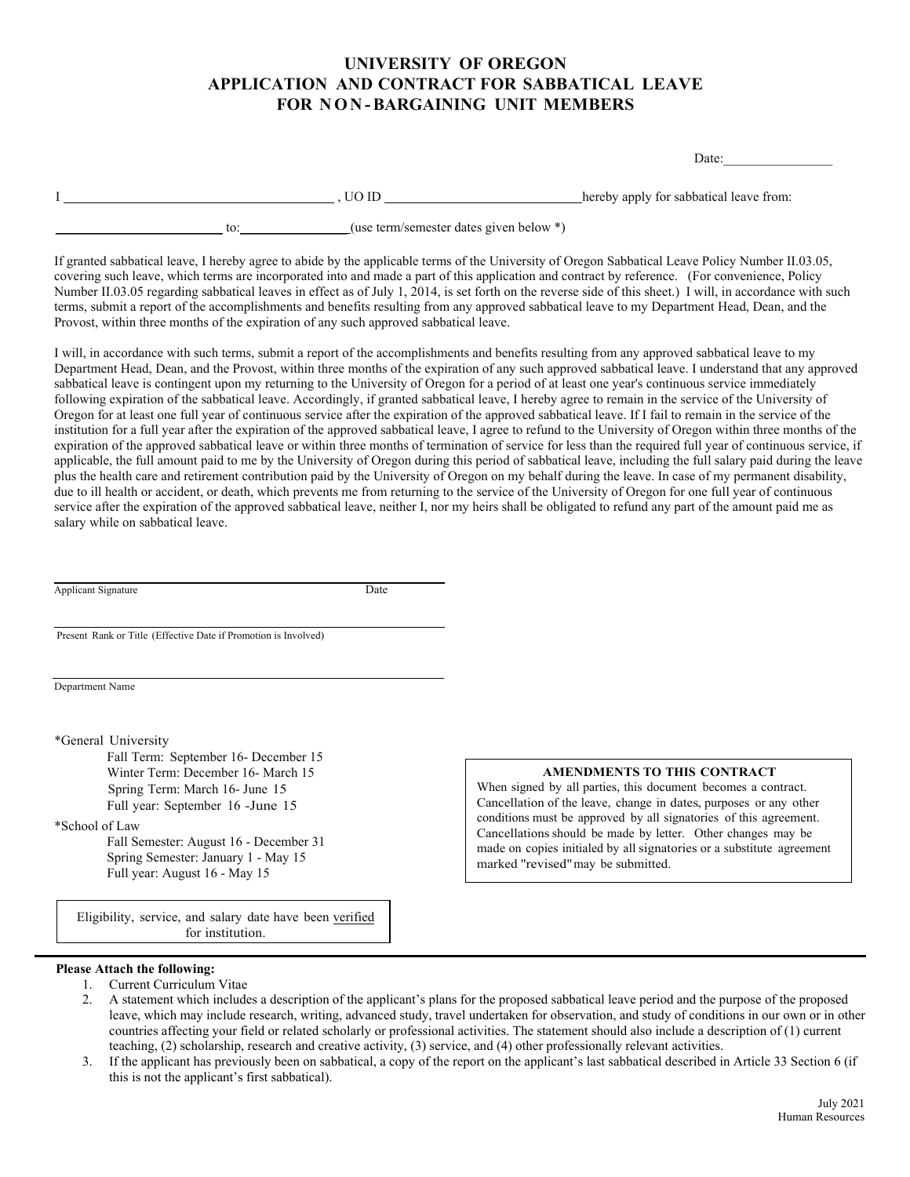# UNIVERSITY OF OREGON
## APPLICATION AND CONTRACT FOR SABBATICAL LEAVE FOR NON-BARGAINING UNIT MEMBERS

Date:________________

I ________________________________________ , UO ID ____________________________ hereby apply for sabbatical leave from:

________________________ to: ________________ (use term/semester dates given below *)

If granted sabbatical leave, I hereby agree to abide by the applicable terms of the University of Oregon Sabbatical Leave Policy Number II.03.05, covering such leave, which terms are incorporated into and made a part of this application and contract by reference. (For convenience, Policy Number II.03.05 regarding sabbatical leaves in effect as of July 1, 2014, is set forth on the reverse side of this sheet.) I will, in accordance with such terms, submit a report of the accomplishments and benefits resulting from any approved sabbatical leave to my Department Head, Dean, and the Provost, within three months of the expiration of any such approved sabbatical leave.

I will, in accordance with such terms, submit a report of the accomplishments and benefits resulting from any approved sabbatical leave to my Department Head, Dean, and the Provost, within three months of the expiration of any such approved sabbatical leave. I understand that any approved sabbatical leave is contingent upon my returning to the University of Oregon for a period of at least one year's continuous service immediately following expiration of the sabbatical leave. Accordingly, if granted sabbatical leave, I hereby agree to remain in the service of the University of Oregon for at least one full year of continuous service after the expiration of the approved sabbatical leave. If I fail to remain in the service of the institution for a full year after the expiration of the approved sabbatical leave, I agree to refund to the University of Oregon within three months of the expiration of the approved sabbatical leave or within three months of termination of service for less than the required full year of continuous service, if applicable, the full amount paid to me by the University of Oregon during this period of sabbatical leave, including the full salary paid during the leave plus the health care and retirement contribution paid by the University of Oregon on my behalf during the leave. In case of my permanent disability, due to ill health or accident, or death, which prevents me from returning to the service of the University of Oregon for one full year of continuous service after the expiration of the approved sabbatical leave, neither I, nor my heirs shall be obligated to refund any part of the amount paid me as salary while on sabbatical leave.

______________________________________________________
Applicant Signature Date

______________________________________________________
Present Rank or Title (Effective Date if Promotion is Involved)

______________________________________________________
Department Name

*General University
- Fall Term: September 16- December 15
- Winter Term: December 16- March 15
- Spring Term: March 16- June 15
- Full year: September 16 -June 15

*School of Law
- Fall Semester: August 16 - December 31
- Spring Semester: January 1 - May 15
- Full year: August 16 - May 15

**AMENDMENTS TO THIS CONTRACT**

When signed by all parties, this document becomes a contract. Cancellation of the leave, change in dates, purposes or any other conditions must be approved by all signatories of this agreement. Cancellations should be made by letter. Other changes may be made on copies initialed by all signatories or a substitute agreement marked "revised" may be submitted.

Eligibility, service, and salary date have been verified for institution.

---

**Please Attach the following:**

1. Current Curriculum Vitae
2. A statement which includes a description of the applicant's plans for the proposed sabbatical leave period and the purpose of the proposed leave, which may include research, writing, advanced study, travel undertaken for observation, and study of conditions in our own or in other countries affecting your field or related scholarly or professional activities. The statement should also include a description of (1) current teaching, (2) scholarship, research and creative activity, (3) service, and (4) other professionally relevant activities.
3. If the applicant has previously been on sabbatical, a copy of the report on the applicant's last sabbatical described in Article 33 Section 6 (if this is not the applicant's first sabbatical).

July 2021
Human Resources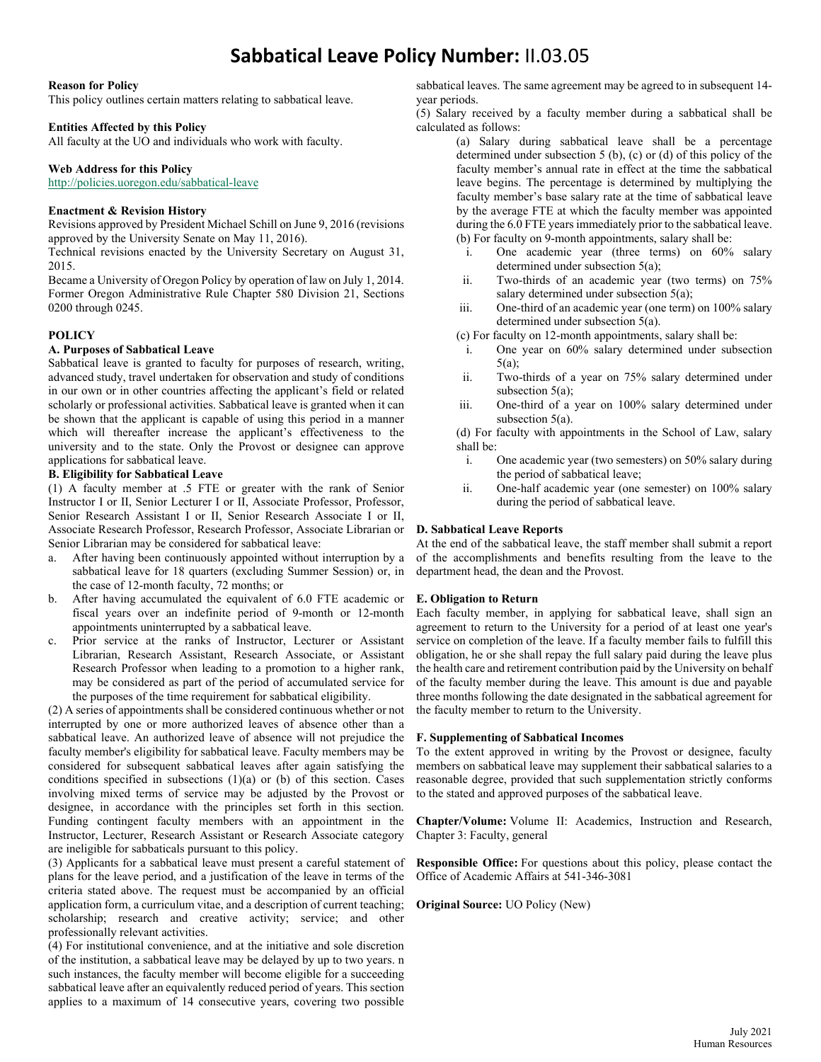# Sabbatical Leave Policy Number: II.03.05

**Reason for Policy**
This policy outlines certain matters relating to sabbatical leave.

**Entities Affected by this Policy**
All faculty at the UO and individuals who work with faculty.

**Web Address for this Policy**
http://policies.uoregon.edu/sabbatical-leave

**Enactment & Revision History**
Revisions approved by President Michael Schill on June 9, 2016 (revisions approved by the University Senate on May 11, 2016).
Technical revisions enacted by the University Secretary on August 31, 2015.
Became a University of Oregon Policy by operation of law on July 1, 2014. Former Oregon Administrative Rule Chapter 580 Division 21, Sections 0200 through 0245.

**POLICY**

**A. Purposes of Sabbatical Leave**
Sabbatical leave is granted to faculty for purposes of research, writing, advanced study, travel undertaken for observation and study of conditions in our own or in other countries affecting the applicant's field or related scholarly or professional activities. Sabbatical leave is granted when it can be shown that the applicant is capable of using this period in a manner which will thereafter increase the applicant's effectiveness to the university and to the state. Only the Provost or designee can approve applications for sabbatical leave.

**B. Eligibility for Sabbatical Leave**
(1) A faculty member at .5 FTE or greater with the rank of Senior Instructor I or II, Senior Lecturer I or II, Associate Professor, Professor, Senior Research Assistant I or II, Senior Research Associate I or II, Associate Research Professor, Research Professor, Associate Librarian or Senior Librarian may be considered for sabbatical leave:

a. After having been continuously appointed without interruption by a sabbatical leave for 18 quarters (excluding Summer Session) or, in the case of 12-month faculty, 72 months; or
b. After having accumulated the equivalent of 6.0 FTE academic or fiscal years over an indefinite period of 9-month or 12-month appointments uninterrupted by a sabbatical leave.
c. Prior service at the ranks of Instructor, Lecturer or Assistant Librarian, Research Assistant, Research Associate, or Assistant Research Professor when leading to a promotion to a higher rank, may be considered as part of the period of accumulated service for the purposes of the time requirement for sabbatical eligibility.

(2) A series of appointments shall be considered continuous whether or not interrupted by one or more authorized leaves of absence other than a sabbatical leave. An authorized leave of absence will not prejudice the faculty member's eligibility for sabbatical leave. Faculty members may be considered for subsequent sabbatical leaves after again satisfying the conditions specified in subsections (1)(a) or (b) of this section. Cases involving mixed terms of service may be adjusted by the Provost or designee, in accordance with the principles set forth in this section. Funding contingent faculty members with an appointment in the Instructor, Lecturer, Research Assistant or Research Associate category are ineligible for sabbaticals pursuant to this policy.

(3) Applicants for a sabbatical leave must present a careful statement of plans for the leave period, and a justification of the leave in terms of the criteria stated above. The request must be accompanied by an official application form, a curriculum vitae, and a description of current teaching; scholarship; research and creative activity; service; and other professionally relevant activities.

(4) For institutional convenience, and at the initiative and sole discretion of the institution, a sabbatical leave may be delayed by up to two years. n such instances, the faculty member will become eligible for a succeeding sabbatical leave after an equivalently reduced period of years. This section applies to a maximum of 14 consecutive years, covering two possible sabbatical leaves. The same agreement may be agreed to in subsequent 14-year periods.

(5) Salary received by a faculty member during a sabbatical shall be calculated as follows:

(a) Salary during sabbatical leave shall be a percentage determined under subsection 5 (b), (c) or (d) of this policy of the faculty member's annual rate in effect at the time the sabbatical leave begins. The percentage is determined by multiplying the faculty member's base salary rate at the time of sabbatical leave by the average FTE at which the faculty member was appointed during the 6.0 FTE years immediately prior to the sabbatical leave.

(b) For faculty on 9-month appointments, salary shall be:

i. One academic year (three terms) on 60% salary determined under subsection 5(a);
ii. Two-thirds of an academic year (two terms) on 75% salary determined under subsection 5(a);
iii. One-third of an academic year (one term) on 100% salary determined under subsection 5(a).

(c) For faculty on 12-month appointments, salary shall be:

i. One year on 60% salary determined under subsection 5(a);
ii. Two-thirds of a year on 75% salary determined under subsection 5(a);
iii. One-third of a year on 100% salary determined under subsection 5(a).

(d) For faculty with appointments in the School of Law, salary shall be:

i. One academic year (two semesters) on 50% salary during the period of sabbatical leave;
ii. One-half academic year (one semester) on 100% salary during the period of sabbatical leave.

**D. Sabbatical Leave Reports**
At the end of the sabbatical leave, the staff member shall submit a report of the accomplishments and benefits resulting from the leave to the department head, the dean and the Provost.

**E. Obligation to Return**
Each faculty member, in applying for sabbatical leave, shall sign an agreement to return to the University for a period of at least one year's service on completion of the leave. If a faculty member fails to fulfill this obligation, he or she shall repay the full salary paid during the leave plus the health care and retirement contribution paid by the University on behalf of the faculty member during the leave. This amount is due and payable three months following the date designated in the sabbatical agreement for the faculty member to return to the University.

**F. Supplementing of Sabbatical Incomes**
To the extent approved in writing by the Provost or designee, faculty members on sabbatical leave may supplement their sabbatical salaries to a reasonable degree, provided that such supplementation strictly conforms to the stated and approved purposes of the sabbatical leave.

**Chapter/Volume:** Volume II: Academics, Instruction and Research, Chapter 3: Faculty, general

**Responsible Office:** For questions about this policy, please contact the Office of Academic Affairs at 541-346-3081

**Original Source:** UO Policy (New)